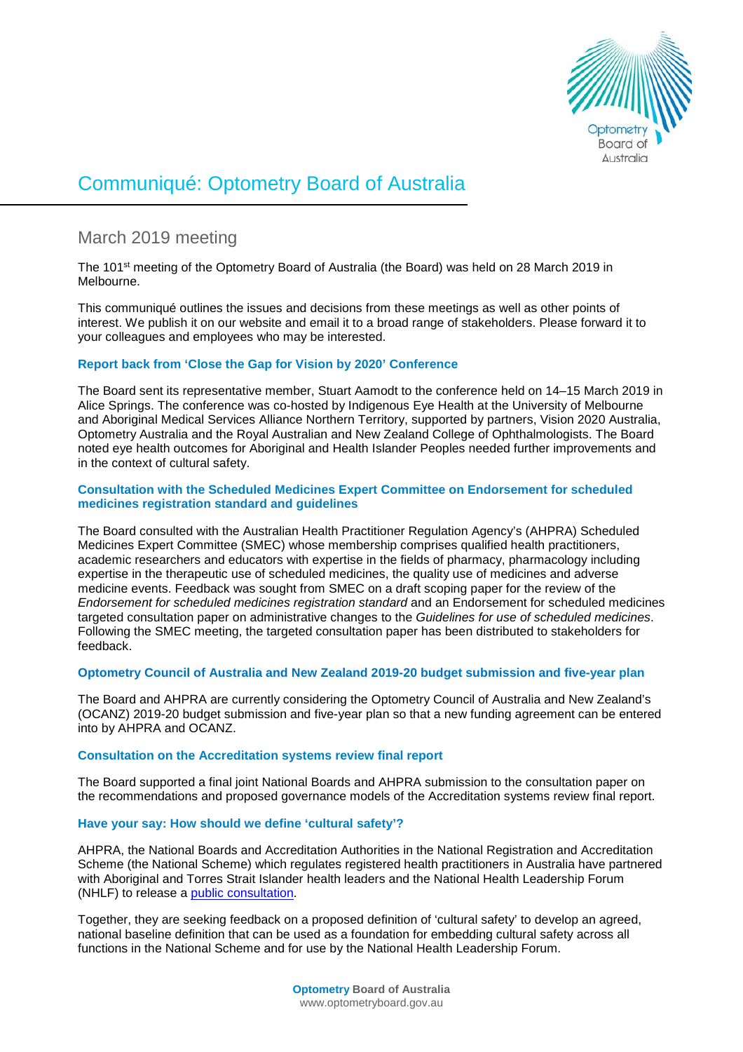# Communiqué: Optometry Board of Australia

## March 2019 meeting

The 101st meeting of the Optometry Board of Australia (the Board) was held on 28 March 2019 in Melbourne.

This communiqué outlines the issues and decisions from these meetings as well as other points of interest. We publish it on our website and email it to a broad range of stakeholders. Please forward it to your colleagues and employees who may be interested.

### Report back from 'Close the Gap for Vision by 2020' Conference

The Board sent its representative member, Stuart Aamodt to the conference held on 14–15 March 2019 in Alice Springs. The conference was co-hosted by Indigenous Eye Health at the University of Melbourne and Aboriginal Medical Services Alliance Northern Territory, supported by partners, Vision 2020 Australia, Optometry Australia and the Royal Australian and New Zealand College of Ophthalmologists. The Board noted eye health outcomes for Aboriginal and Health Islander Peoples needed further improvements and in the context of cultural safety.

### Consultation with the Scheduled Medicines Expert Committee on Endorsement for scheduled medicines registration standard and guidelines

The Board consulted with the Australian Health Practitioner Regulation Agency's (AHPRA) Scheduled Medicines Expert Committee (SMEC) whose membership comprises qualified health practitioners, academic researchers and educators with expertise in the fields of pharmacy, pharmacology including expertise in the therapeutic use of scheduled medicines, the quality use of medicines and adverse medicine events. Feedback was sought from SMEC on a draft scoping paper for the review of the *Endorsement for scheduled medicines registration standard* and an Endorsement for scheduled medicines targeted consultation paper on administrative changes to the *Guidelines for use of scheduled medicines*. Following the SMEC meeting, the targeted consultation paper has been distributed to stakeholders for feedback.

### Optometry Council of Australia and New Zealand 2019-20 budget submission and five-year plan

The Board and AHPRA are currently considering the Optometry Council of Australia and New Zealand's (OCANZ) 2019-20 budget submission and five-year plan so that a new funding agreement can be entered into by AHPRA and OCANZ.

### Consultation on the Accreditation systems review final report

The Board supported a final joint National Boards and AHPRA submission to the consultation paper on the recommendations and proposed governance models of the Accreditation systems review final report.

### Have your say: How should we define 'cultural safety'?

AHPRA, the National Boards and Accreditation Authorities in the National Registration and Accreditation Scheme (the National Scheme) which regulates registered health practitioners in Australia have partnered with Aboriginal and Torres Strait Islander health leaders and the National Health Leadership Forum (NHLF) to release a public consultation.

Together, they are seeking feedback on a proposed definition of 'cultural safety' to develop an agreed, national baseline definition that can be used as a foundation for embedding cultural safety across all functions in the National Scheme and for use by the National Health Leadership Forum.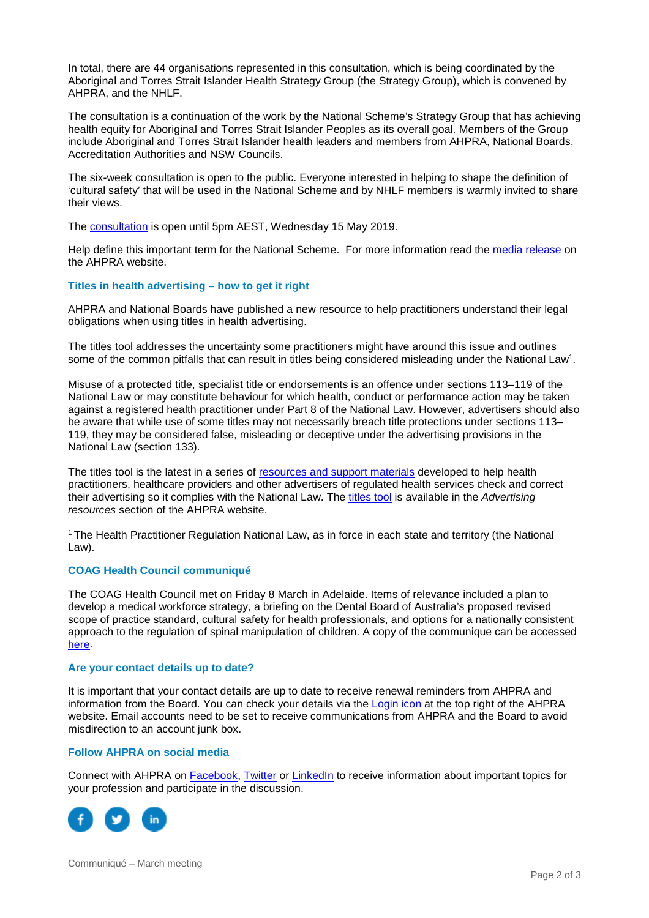In total, there are 44 organisations represented in this consultation, which is being coordinated by the Aboriginal and Torres Strait Islander Health Strategy Group (the Strategy Group), which is convened by AHPRA, and the NHLF.

The consultation is a continuation of the work by the National Scheme's Strategy Group that has achieving health equity for Aboriginal and Torres Strait Islander Peoples as its overall goal. Members of the Group include Aboriginal and Torres Strait Islander health leaders and members from AHPRA, National Boards, Accreditation Authorities and NSW Councils.

The six-week consultation is open to the public. Everyone interested in helping to shape the definition of 'cultural safety' that will be used in the National Scheme and by NHLF members is warmly invited to share their views.

The consultation is open until 5pm AEST, Wednesday 15 May 2019.

Help define this important term for the National Scheme. For more information read the media release on the AHPRA website.

### Titles in health advertising – how to get it right

AHPRA and National Boards have published a new resource to help practitioners understand their legal obligations when using titles in health advertising.

The titles tool addresses the uncertainty some practitioners might have around this issue and outlines some of the common pitfalls that can result in titles being considered misleading under the National Law[1].

Misuse of a protected title, specialist title or endorsements is an offence under sections 113–119 of the National Law or may constitute behaviour for which health, conduct or performance action may be taken against a registered health practitioner under Part 8 of the National Law. However, advertisers should also be aware that while use of some titles may not necessarily breach title protections under sections 113–119, they may be considered false, misleading or deceptive under the advertising provisions in the National Law (section 133).

The titles tool is the latest in a series of resources and support materials developed to help health practitioners, healthcare providers and other advertisers of regulated health services check and correct their advertising so it complies with the National Law. The titles tool is available in the *Advertising resources* section of the AHPRA website.

[1] The Health Practitioner Regulation National Law, as in force in each state and territory (the National Law).

### COAG Health Council communiqué

The COAG Health Council met on Friday 8 March in Adelaide. Items of relevance included a plan to develop a medical workforce strategy, a briefing on the Dental Board of Australia's proposed revised scope of practice standard, cultural safety for health professionals, and options for a nationally consistent approach to the regulation of spinal manipulation of children. A copy of the communique can be accessed here.

### Are your contact details up to date?

It is important that your contact details are up to date to receive renewal reminders from AHPRA and information from the Board. You can check your details via the Login icon at the top right of the AHPRA website. Email accounts need to be set to receive communications from AHPRA and the Board to avoid misdirection to an account junk box.

### Follow AHPRA on social media

Connect with AHPRA on Facebook, Twitter or LinkedIn to receive information about important topics for your profession and participate in the discussion.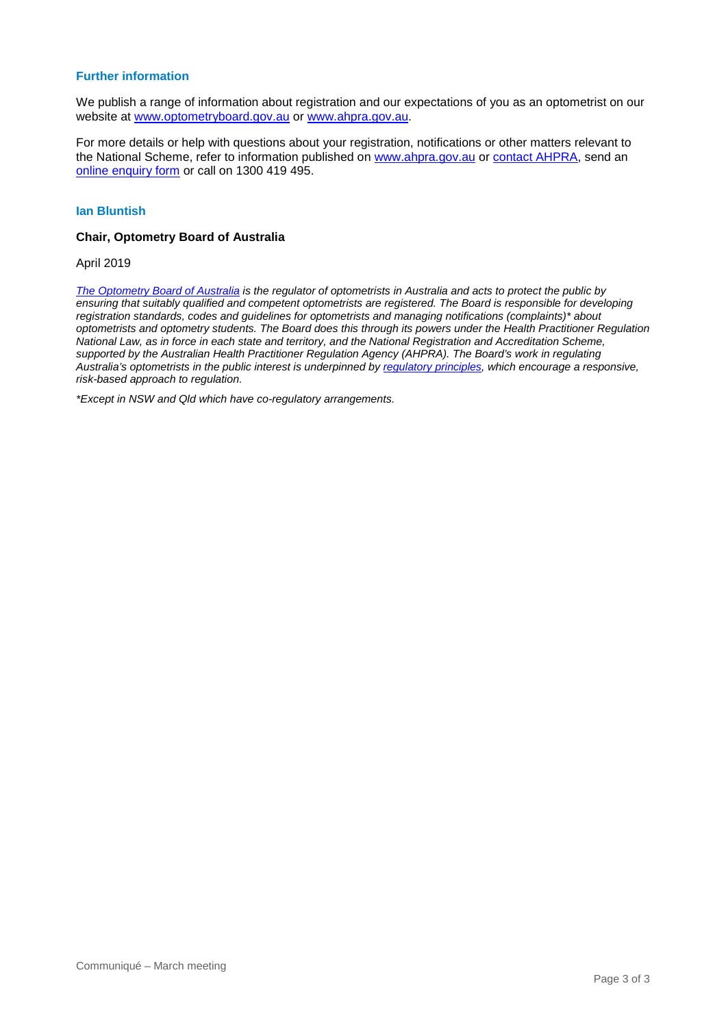## Further information

We publish a range of information about registration and our expectations of you as an optometrist on our website at www.optometryboard.gov.au or www.ahpra.gov.au.

For more details or help with questions about your registration, notifications or other matters relevant to the National Scheme, refer to information published on www.ahpra.gov.au or contact AHPRA, send an online enquiry form or call on 1300 419 495.

## Ian Bluntish

**Chair, Optometry Board of Australia**

April 2019

*The Optometry Board of Australia is the regulator of optometrists in Australia and acts to protect the public by ensuring that suitably qualified and competent optometrists are registered. The Board is responsible for developing registration standards, codes and guidelines for optometrists and managing notifications (complaints)\* about optometrists and optometry students. The Board does this through its powers under the Health Practitioner Regulation National Law, as in force in each state and territory, and the National Registration and Accreditation Scheme, supported by the Australian Health Practitioner Regulation Agency (AHPRA). The Board's work in regulating Australia's optometrists in the public interest is underpinned by regulatory principles, which encourage a responsive, risk-based approach to regulation.*

*\*Except in NSW and Qld which have co-regulatory arrangements.*